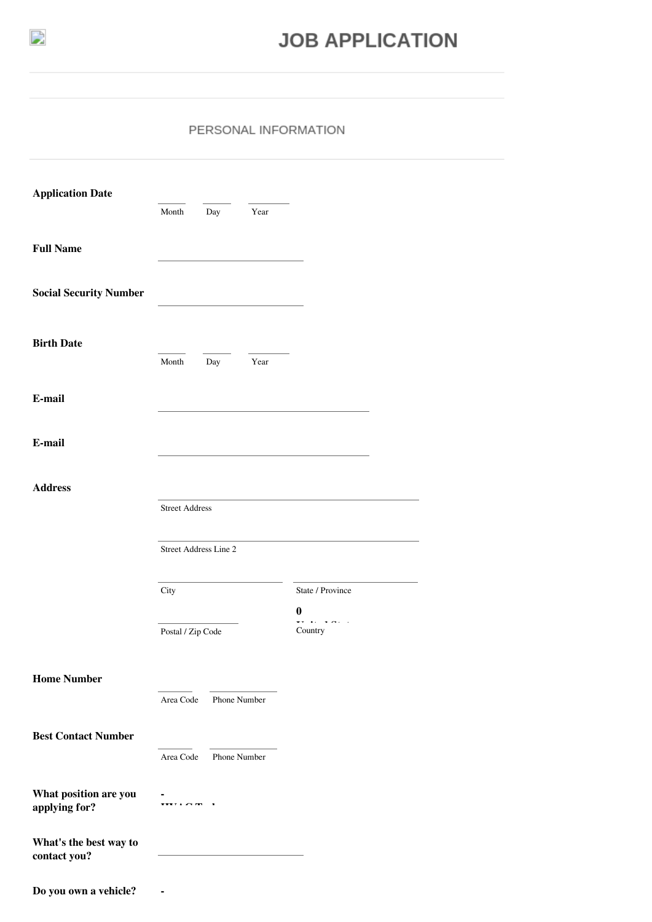# JOB APPLICATION

## PERSONAL INFORMATION

**Application Date**

Month Day Year

**Full Name**

**Social Security Number**

**Birth Date**

Month Day Year

**E-mail**

**E-mail**

**Address**

Street Address

Street Address Line 2

City

State / Province

Postal / Zip Code

**0**

Country

**Home Number**

Area Code Phone Number

**Best Contact Number**

Area Code Phone Number

**What position are you applying for?**

**-**

**What's the best way to contact you?**

**Do you own a vehicle?**

**-**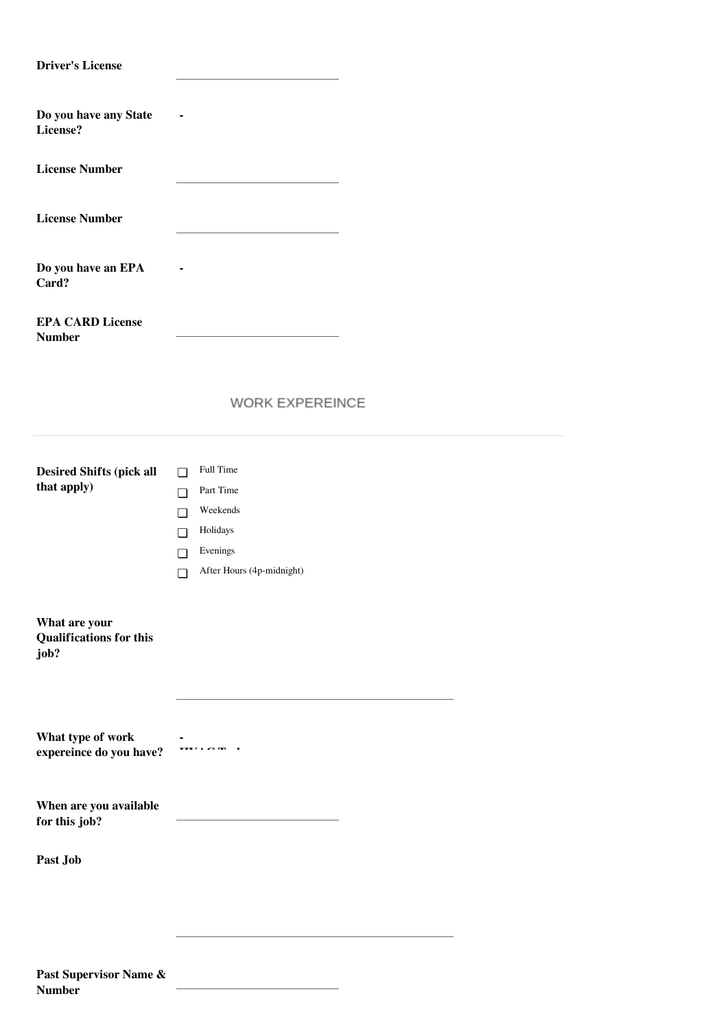**Driver's License** ______________________

**Do you have any State License?** -

**License Number** ______________________

**License Number** ______________________

**Do you have an EPA Card?** -

**EPA CARD License Number** ______________________

## WORK EXPEREINCE

---

**Desired Shifts (pick all that apply)**

- ☐ Full Time
- ☐ Part Time
- ☐ Weekends
- ☐ Holidays
- ☐ Evenings
- ☐ After Hours (4p-midnight)

**What are your Qualifications for this job?** ______________________

**What type of work expereince do you have?** -

**When are you available for this job?** ______________________

**Past Job** ______________________

**Past Supervisor Name & Number** ______________________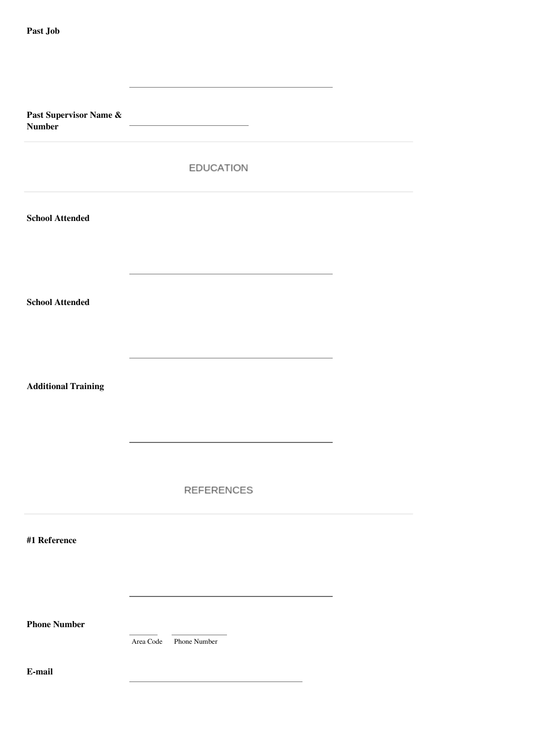**Past Job**

\_\_\_\_\_\_\_\_\_\_\_\_\_\_\_\_\_\_\_\_\_\_\_\_\_\_\_\_\_\_\_\_\_\_\_\_\_\_\_\_

**Past Supervisor Name & Number**

\_\_\_\_\_\_\_\_\_\_\_\_\_\_\_\_\_\_\_\_\_\_\_\_

---

## EDUCATION

---

**School Attended**

\_\_\_\_\_\_\_\_\_\_\_\_\_\_\_\_\_\_\_\_\_\_\_\_\_\_\_\_\_\_\_\_\_\_\_\_\_\_\_\_

**School Attended**

\_\_\_\_\_\_\_\_\_\_\_\_\_\_\_\_\_\_\_\_\_\_\_\_\_\_\_\_\_\_\_\_\_\_\_\_\_\_\_\_

**Additional Training**

\_\_\_\_\_\_\_\_\_\_\_\_\_\_\_\_\_\_\_\_\_\_\_\_\_\_\_\_\_\_\_\_\_\_\_\_\_\_\_\_

## REFERENCES

---

**#1 Reference**

\_\_\_\_\_\_\_\_\_\_\_\_\_\_\_\_\_\_\_\_\_\_\_\_\_\_\_\_\_\_\_\_\_\_\_\_\_\_\_\_

**Phone Number**

\_\_\_\_\_\_ \_\_\_\_\_\_\_\_\_\_\_\_

Area Code Phone Number

**E-mail**

\_\_\_\_\_\_\_\_\_\_\_\_\_\_\_\_\_\_\_\_\_\_\_\_\_\_\_\_\_\_\_\_\_\_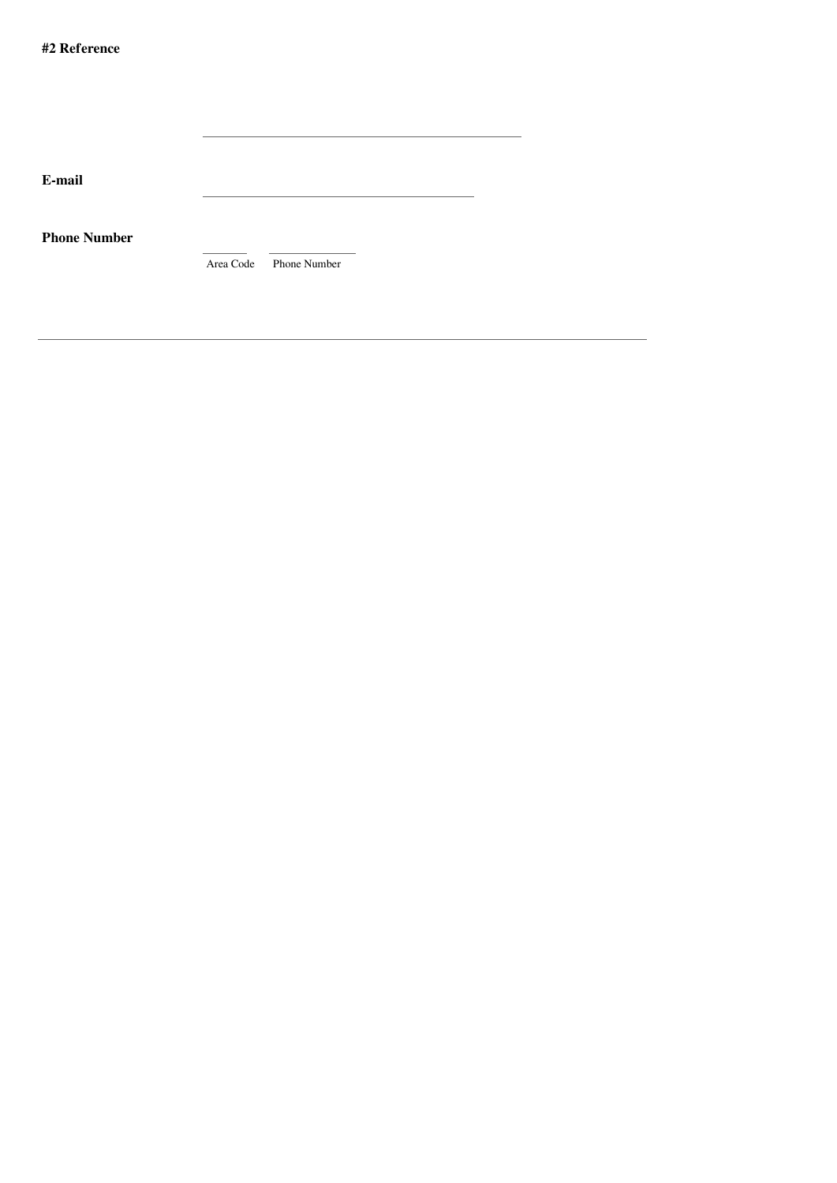**#2 Reference**

______________________________________________

**E-mail** ______________________________________

**Phone Number**

________ ______________
Area Code Phone Number

---